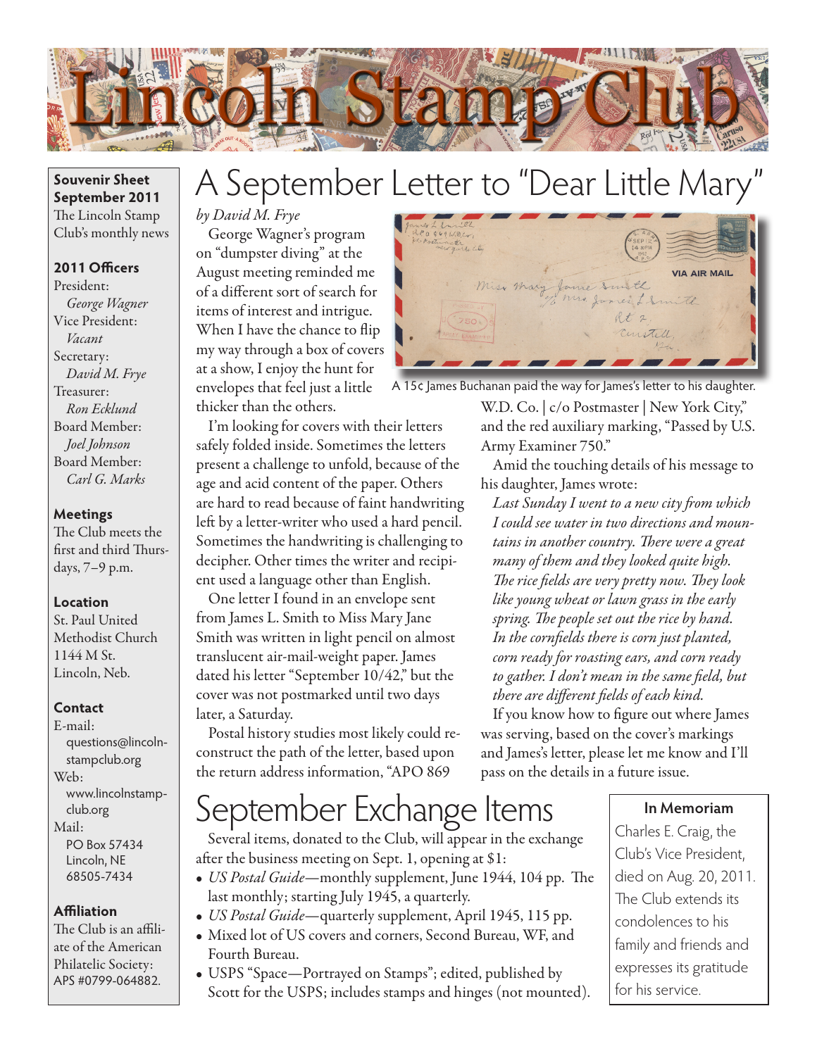# Lincoln Stamp Club

**Souvenir Sheet September 2011**
The Lincoln Stamp Club's monthly news

**2011 Officers**
President:
*George Wagner*
Vice President:
*Vacant*
Secretary:
*David M. Frye*
Treasurer:
*Ron Ecklund*
Board Member:
*Joel Johnson*
Board Member:
*Carl G. Marks*

**Meetings**
The Club meets the first and third Thursdays, 7–9 p.m.

**Location**
St. Paul United Methodist Church
1144 M St.
Lincoln, Neb.

**Contact**
E-mail:
questions@lincolnstampclub.org
Web:
www.lincolnstampclub.org
Mail:
PO Box 57434
Lincoln, NE
68505-7434

**Affiliation**
The Club is an affiliate of the American Philatelic Society: APS #0799-064882.

## A September Letter to "Dear Little Mary"

*by David M. Frye*

George Wagner's program on "dumpster diving" at the August meeting reminded me of a different sort of search for items of interest and intrigue. When I have the chance to flip my way through a box of covers at a show, I enjoy the hunt for envelopes that feel just a little thicker than the others.

I'm looking for covers with their letters safely folded inside. Sometimes the letters present a challenge to unfold, because of the age and acid content of the paper. Others are hard to read because of faint handwriting left by a letter-writer who used a hard pencil. Sometimes the handwriting is challenging to decipher. Other times the writer and recipient used a language other than English.

One letter I found in an envelope sent from James L. Smith to Miss Mary Jane Smith was written in light pencil on almost translucent air-mail-weight paper. James dated his letter "September 10/42," but the cover was not postmarked until two days later, a Saturday.

A 15¢ James Buchanan paid the way for James's letter to his daughter.

Postal history studies most likely could reconstruct the path of the letter, based upon the return address information, "APO 869 W.D. Co. | c/o Postmaster | New York City," and the red auxiliary marking, "Passed by U.S. Army Examiner 750."

Amid the touching details of his message to his daughter, James wrote:

*Last Sunday I went to a new city from which I could see water in two directions and mountains in another country. There were a great many of them and they looked quite high. The rice fields are very pretty now. They look like young wheat or lawn grass in the early spring. The people set out the rice by hand. In the cornfields there is corn just planted, corn ready for roasting ears, and corn ready to gather. I don't mean in the same field, but there are different fields of each kind.*

If you know how to figure out where James was serving, based on the cover's markings and James's letter, please let me know and I'll pass on the details in a future issue.

## September Exchange Items

Several items, donated to the Club, will appear in the exchange after the business meeting on Sept. 1, opening at $1:

- *US Postal Guide*—monthly supplement, June 1944, 104 pp. The last monthly; starting July 1945, a quarterly.
- *US Postal Guide*—quarterly supplement, April 1945, 115 pp.
- Mixed lot of US covers and corners, Second Bureau, WF, and Fourth Bureau.
- USPS "Space—Portrayed on Stamps"; edited, published by Scott for the USPS; includes stamps and hinges (not mounted).

**In Memoriam**

Charles E. Craig, the Club's Vice President, died on Aug. 20, 2011. The Club extends its condolences to his family and friends and expresses its gratitude for his service.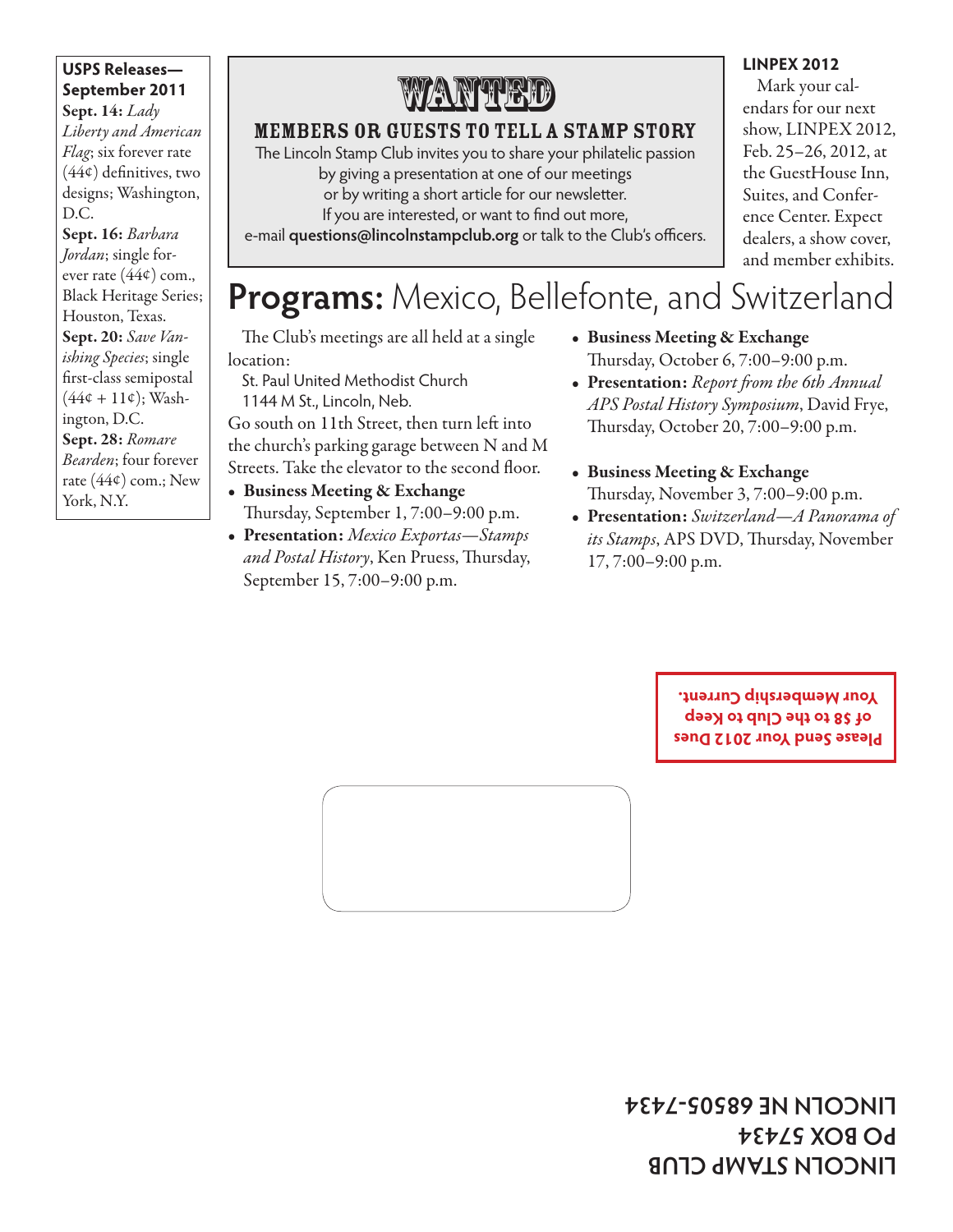**USPS Releases—September 2011**

**Sept. 14:** *Lady Liberty and American Flag*; six forever rate (44¢) definitives, two designs; Washington, D.C.

**Sept. 16:** *Barbara Jordan*; single forever rate (44¢) com., Black Heritage Series; Houston, Texas.

**Sept. 20:** *Save Vanishing Species*; single first-class semipostal (44¢ + 11¢); Washington, D.C.

**Sept. 28:** *Romare Bearden*; four forever rate (44¢) com.; New York, N.Y.

## WANTED

### MEMBERS OR GUESTS TO TELL A STAMP STORY

The Lincoln Stamp Club invites you to share your philatelic passion by giving a presentation at one of our meetings or by writing a short article for our newsletter. If you are interested, or want to find out more, e-mail **questions@lincolnstampclub.org** or talk to the Club's officers.

**LINPEX 2012**

Mark your calendars for our next show, LINPEX 2012, Feb. 25–26, 2012, at the GuestHouse Inn, Suites, and Conference Center. Expect dealers, a show cover, and member exhibits.

# **Programs:** Mexico, Bellefonte, and Switzerland

The Club's meetings are all held at a single location:

St. Paul United Methodist Church
1144 M St., Lincoln, Neb.

Go south on 11th Street, then turn left into the church's parking garage between N and M Streets. Take the elevator to the second floor.

- **Business Meeting & Exchange** Thursday, September 1, 7:00–9:00 p.m.
- **Presentation:** *Mexico Exportas—Stamps and Postal History*, Ken Pruess, Thursday, September 15, 7:00–9:00 p.m.
- **Business Meeting & Exchange** Thursday, October 6, 7:00–9:00 p.m.
- **Presentation:** *Report from the 6th Annual APS Postal History Symposium*, David Frye, Thursday, October 20, 7:00–9:00 p.m.
- **Business Meeting & Exchange** Thursday, November 3, 7:00–9:00 p.m.
- **Presentation:** *Switzerland—A Panorama of its Stamps*, APS DVD, Thursday, November 17, 7:00–9:00 p.m.

**Please Send Your 2012 Dues of $8 to the Club to Keep Your Membership Current.**

**LINCOLN STAMP CLUB**
**PO BOX 57434**
**LINCOLN NE 68505-7434**